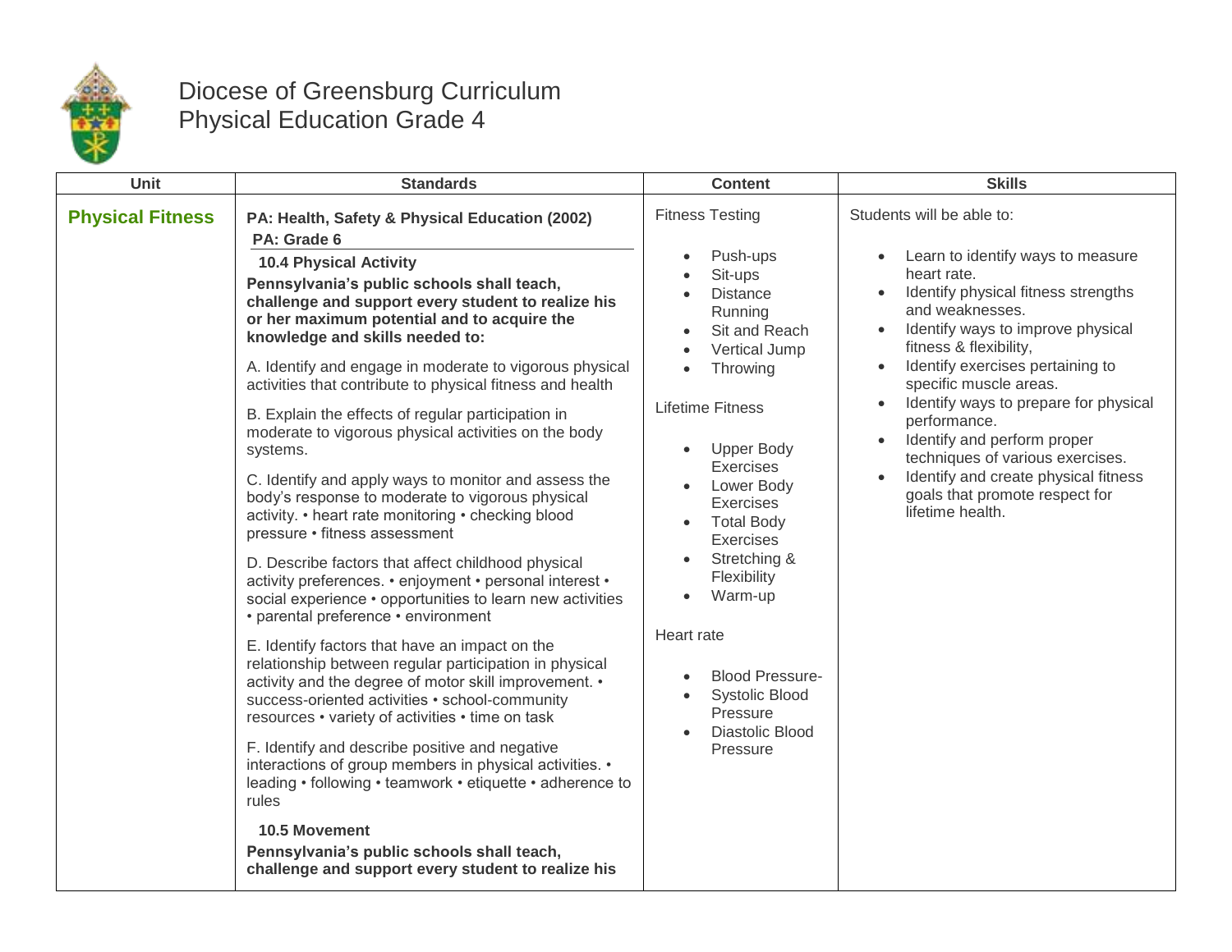# Diocese of Greensburg Curriculum
# Physical Education Grade 4

| Unit | Standards | Content | Skills |
|---|---|---|---|
| **Physical Fitness** | **PA: Health, Safety & Physical Education (2002)**<br>**PA: Grade 6**<br>**10.4 Physical Activity**<br>**Pennsylvania's public schools shall teach, challenge and support every student to realize his or her maximum potential and to acquire the knowledge and skills needed to:**<br><br>A. Identify and engage in moderate to vigorous physical activities that contribute to physical fitness and health<br><br>B. Explain the effects of regular participation in moderate to vigorous physical activities on the body systems.<br><br>C. Identify and apply ways to monitor and assess the body's response to moderate to vigorous physical activity. • heart rate monitoring • checking blood pressure • fitness assessment<br><br>D. Describe factors that affect childhood physical activity preferences. • enjoyment • personal interest • social experience • opportunities to learn new activities • parental preference • environment<br><br>E. Identify factors that have an impact on the relationship between regular participation in physical activity and the degree of motor skill improvement. • success-oriented activities • school-community resources • variety of activities • time on task<br><br>F. Identify and describe positive and negative interactions of group members in physical activities. • leading • following • teamwork • etiquette • adherence to rules<br><br>**10.5 Movement**<br>**Pennsylvania's public schools shall teach, challenge and support every student to realize his** | Fitness Testing<br><br>• Push-ups<br>• Sit-ups<br>• Distance Running<br>• Sit and Reach<br>• Vertical Jump<br>• Throwing<br><br>Lifetime Fitness<br><br>• Upper Body Exercises<br>• Lower Body Exercises<br>• Total Body Exercises<br>• Stretching & Flexibility<br>• Warm-up<br><br>Heart rate<br><br>• Blood Pressure-<br>• Systolic Blood Pressure<br>• Diastolic Blood Pressure | Students will be able to:<br><br>• Learn to identify ways to measure heart rate.<br>• Identify physical fitness strengths and weaknesses.<br>• Identify ways to improve physical fitness & flexibility,<br>• Identify exercises pertaining to specific muscle areas.<br>• Identify ways to prepare for physical performance.<br>• Identify and perform proper techniques of various exercises.<br>• Identify and create physical fitness goals that promote respect for lifetime health. |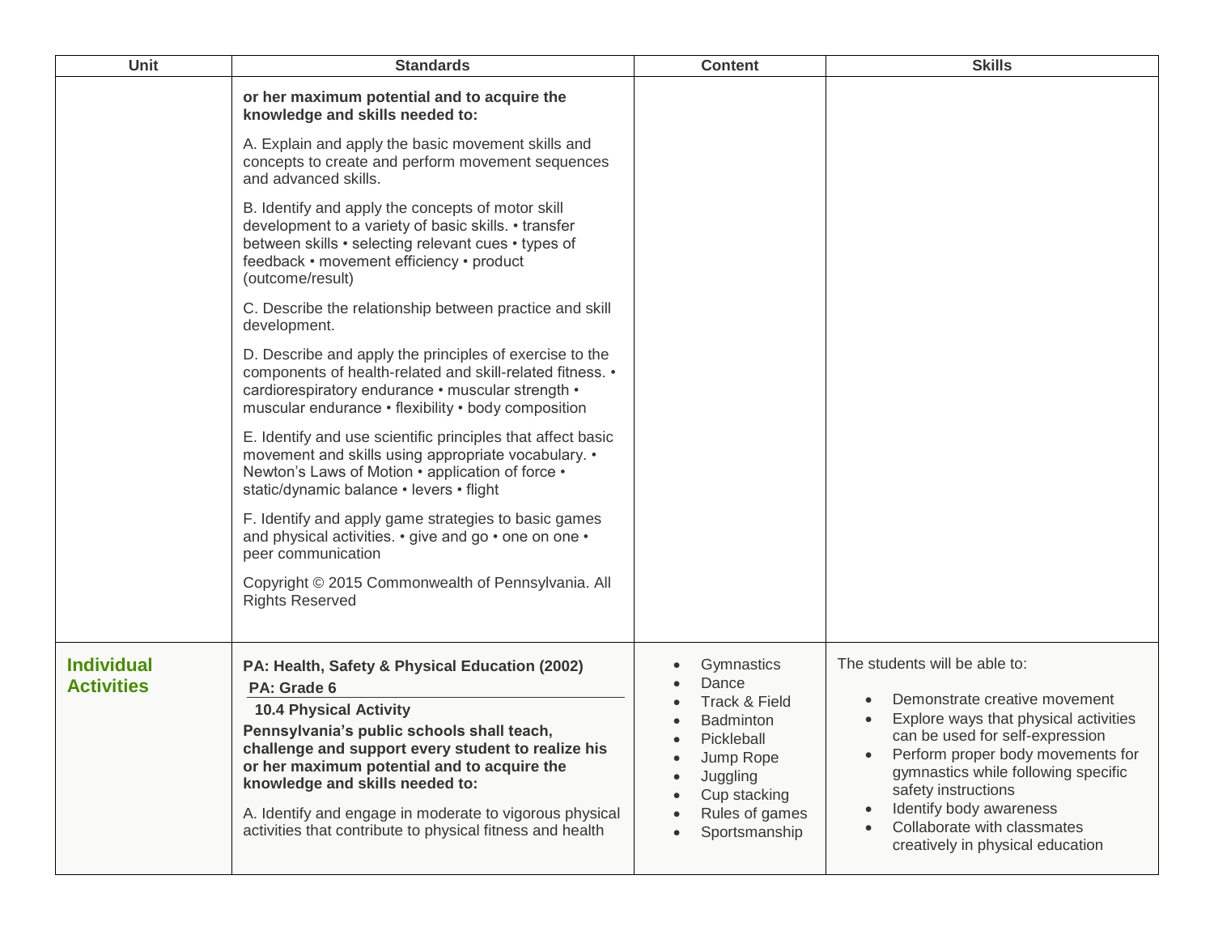| Unit | Standards | Content | Skills |
|---|---|---|---|
| | **or her maximum potential and to acquire the knowledge and skills needed to:**<br><br>A. Explain and apply the basic movement skills and concepts to create and perform movement sequences and advanced skills.<br><br>B. Identify and apply the concepts of motor skill development to a variety of basic skills. • transfer between skills • selecting relevant cues • types of feedback • movement efficiency • product (outcome/result)<br><br>C. Describe the relationship between practice and skill development.<br><br>D. Describe and apply the principles of exercise to the components of health-related and skill-related fitness. • cardiorespiratory endurance • muscular strength • muscular endurance • flexibility • body composition<br><br>E. Identify and use scientific principles that affect basic movement and skills using appropriate vocabulary. • Newton's Laws of Motion • application of force • static/dynamic balance • levers • flight<br><br>F. Identify and apply game strategies to basic games and physical activities. • give and go • one on one • peer communication<br><br>Copyright © 2015 Commonwealth of Pennsylvania. All Rights Reserved | | |
| **Individual Activities** | **PA: Health, Safety & Physical Education (2002)**<br>**PA: Grade 6**<br>**10.4 Physical Activity**<br>**Pennsylvania's public schools shall teach, challenge and support every student to realize his or her maximum potential and to acquire the knowledge and skills needed to:**<br><br>A. Identify and engage in moderate to vigorous physical activities that contribute to physical fitness and health | • Gymnastics<br>• Dance<br>• Track & Field<br>• Badminton<br>• Pickleball<br>• Jump Rope<br>• Juggling<br>• Cup stacking<br>• Rules of games<br>• Sportsmanship | The students will be able to:<br><br>• Demonstrate creative movement<br>• Explore ways that physical activities can be used for self-expression<br>• Perform proper body movements for gymnastics while following specific safety instructions<br>• Identify body awareness<br>• Collaborate with classmates creatively in physical education |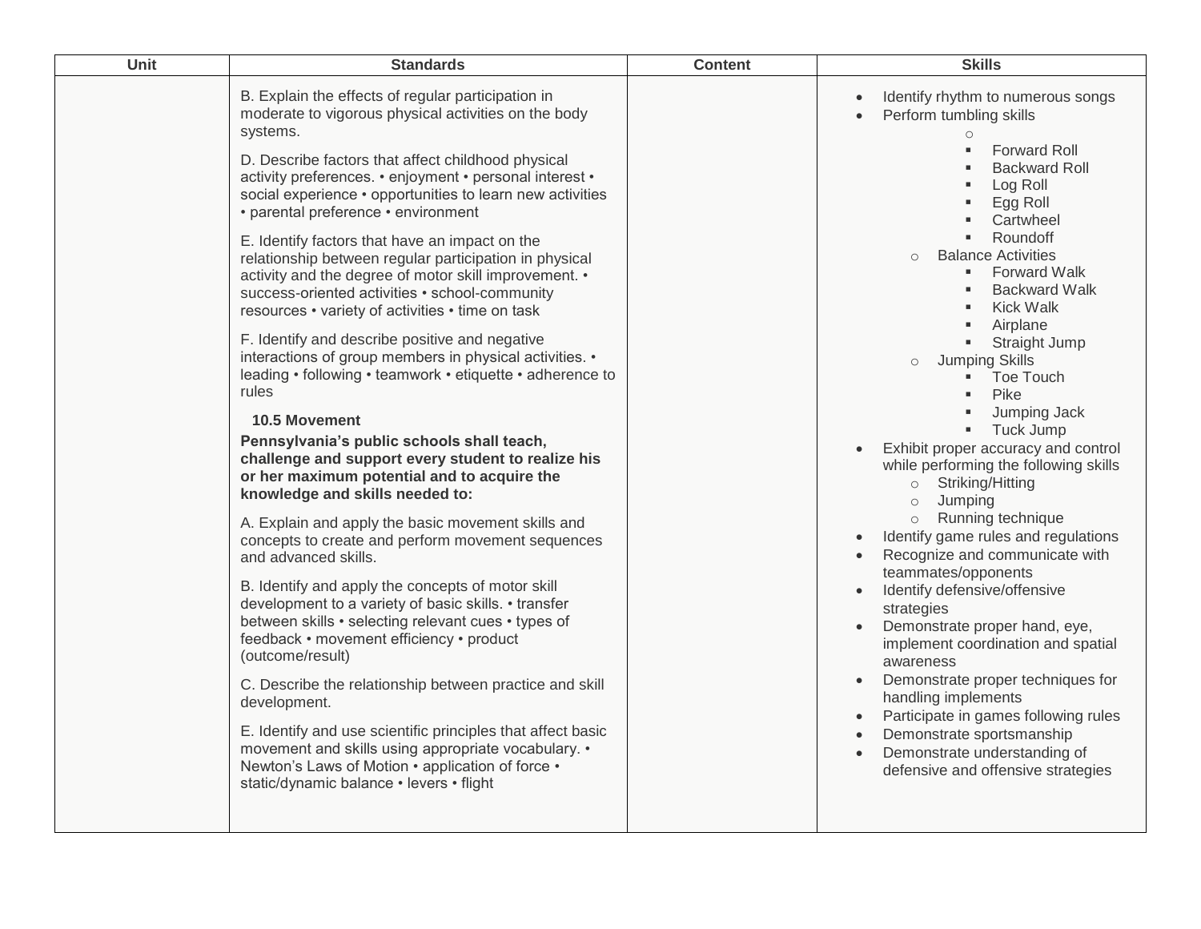| Unit | Standards | Content | Skills |
|---|---|---|---|
| | B. Explain the effects of regular participation in moderate to vigorous physical activities on the body systems.<br><br>D. Describe factors that affect childhood physical activity preferences. • enjoyment • personal interest • social experience • opportunities to learn new activities • parental preference • environment<br><br>E. Identify factors that have an impact on the relationship between regular participation in physical activity and the degree of motor skill improvement. • success-oriented activities • school-community resources • variety of activities • time on task<br><br>F. Identify and describe positive and negative interactions of group members in physical activities. • leading • following • teamwork • etiquette • adherence to rules<br><br>**10.5 Movement**<br>**Pennsylvania's public schools shall teach, challenge and support every student to realize his or her maximum potential and to acquire the knowledge and skills needed to:**<br><br>A. Explain and apply the basic movement skills and concepts to create and perform movement sequences and advanced skills.<br><br>B. Identify and apply the concepts of motor skill development to a variety of basic skills. • transfer between skills • selecting relevant cues • types of feedback • movement efficiency • product (outcome/result)<br><br>C. Describe the relationship between practice and skill development.<br><br>E. Identify and use scientific principles that affect basic movement and skills using appropriate vocabulary. • Newton's Laws of Motion • application of force • static/dynamic balance • levers • flight | | • Identify rhythm to numerous songs<br>• Perform tumbling skills<br>&nbsp;&nbsp;○<br>&nbsp;&nbsp;&nbsp;&nbsp;▪ Forward Roll<br>&nbsp;&nbsp;&nbsp;&nbsp;▪ Backward Roll<br>&nbsp;&nbsp;&nbsp;&nbsp;▪ Log Roll<br>&nbsp;&nbsp;&nbsp;&nbsp;▪ Egg Roll<br>&nbsp;&nbsp;&nbsp;&nbsp;▪ Cartwheel<br>&nbsp;&nbsp;&nbsp;&nbsp;▪ Roundoff<br>&nbsp;&nbsp;○ Balance Activities<br>&nbsp;&nbsp;&nbsp;&nbsp;▪ Forward Walk<br>&nbsp;&nbsp;&nbsp;&nbsp;▪ Backward Walk<br>&nbsp;&nbsp;&nbsp;&nbsp;▪ Kick Walk<br>&nbsp;&nbsp;&nbsp;&nbsp;▪ Airplane<br>&nbsp;&nbsp;&nbsp;&nbsp;▪ Straight Jump<br>&nbsp;&nbsp;○ Jumping Skills<br>&nbsp;&nbsp;&nbsp;&nbsp;▪ Toe Touch<br>&nbsp;&nbsp;&nbsp;&nbsp;▪ Pike<br>&nbsp;&nbsp;&nbsp;&nbsp;▪ Jumping Jack<br>&nbsp;&nbsp;&nbsp;&nbsp;▪ Tuck Jump<br>• Exhibit proper accuracy and control while performing the following skills<br>&nbsp;&nbsp;○ Striking/Hitting<br>&nbsp;&nbsp;○ Jumping<br>&nbsp;&nbsp;○ Running technique<br>• Identify game rules and regulations<br>• Recognize and communicate with teammates/opponents<br>• Identify defensive/offensive strategies<br>• Demonstrate proper hand, eye, implement coordination and spatial awareness<br>• Demonstrate proper techniques for handling implements<br>• Participate in games following rules<br>• Demonstrate sportsmanship<br>• Demonstrate understanding of defensive and offensive strategies |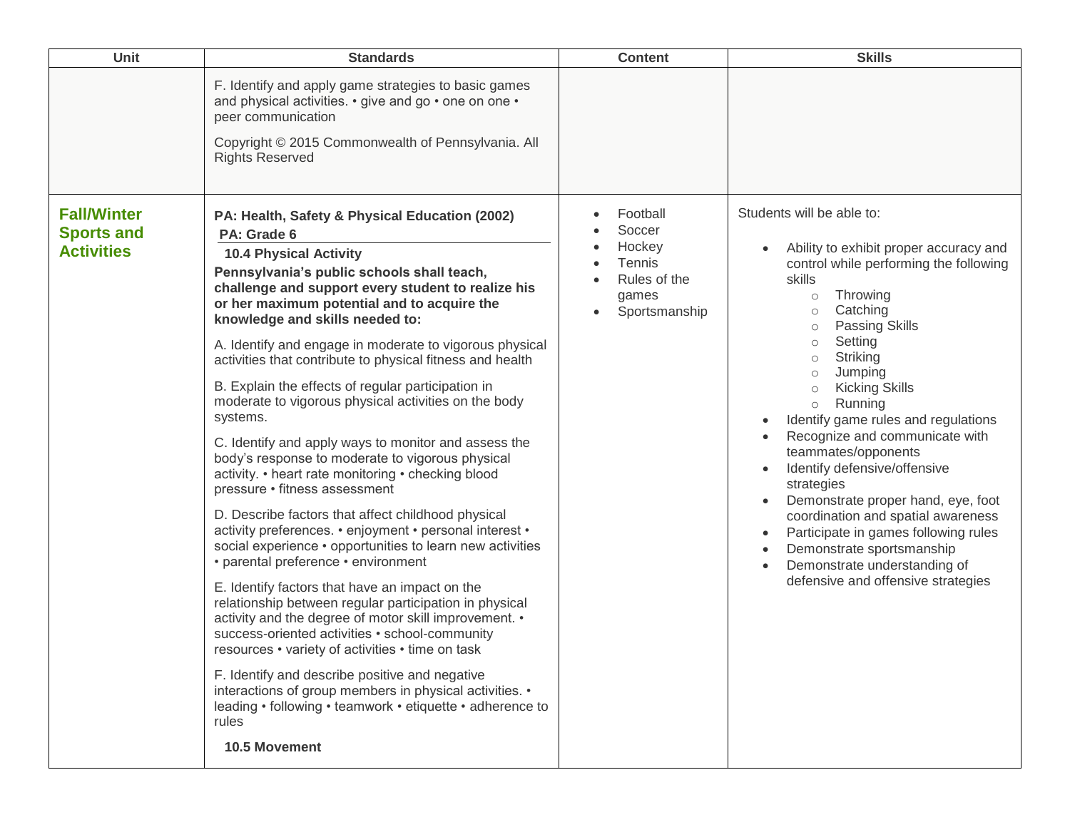| Unit | Standards | Content | Skills |
|---|---|---|---|
| | F. Identify and apply game strategies to basic games and physical activities. • give and go • one on one • peer communication<br><br>Copyright © 2015 Commonwealth of Pennsylvania. All Rights Reserved | | |
| **Fall/Winter Sports and Activities** | **PA: Health, Safety & Physical Education (2002)**<br>**PA: Grade 6**<br>**10.4 Physical Activity**<br>**Pennsylvania's public schools shall teach, challenge and support every student to realize his or her maximum potential and to acquire the knowledge and skills needed to:**<br><br>A. Identify and engage in moderate to vigorous physical activities that contribute to physical fitness and health<br><br>B. Explain the effects of regular participation in moderate to vigorous physical activities on the body systems.<br><br>C. Identify and apply ways to monitor and assess the body's response to moderate to vigorous physical activity. • heart rate monitoring • checking blood pressure • fitness assessment<br><br>D. Describe factors that affect childhood physical activity preferences. • enjoyment • personal interest • social experience • opportunities to learn new activities • parental preference • environment<br><br>E. Identify factors that have an impact on the relationship between regular participation in physical activity and the degree of motor skill improvement. • success-oriented activities • school-community resources • variety of activities • time on task<br><br>F. Identify and describe positive and negative interactions of group members in physical activities. • leading • following • teamwork • etiquette • adherence to rules<br><br>**10.5 Movement** | • Football<br>• Soccer<br>• Hockey<br>• Tennis<br>• Rules of the games<br>• Sportsmanship | Students will be able to:<br><br>• Ability to exhibit proper accuracy and control while performing the following skills<br>&nbsp;&nbsp;○ Throwing<br>&nbsp;&nbsp;○ Catching<br>&nbsp;&nbsp;○ Passing Skills<br>&nbsp;&nbsp;○ Setting<br>&nbsp;&nbsp;○ Striking<br>&nbsp;&nbsp;○ Jumping<br>&nbsp;&nbsp;○ Kicking Skills<br>&nbsp;&nbsp;○ Running<br>• Identify game rules and regulations<br>• Recognize and communicate with teammates/opponents<br>• Identify defensive/offensive strategies<br>• Demonstrate proper hand, eye, foot coordination and spatial awareness<br>• Participate in games following rules<br>• Demonstrate sportsmanship<br>• Demonstrate understanding of defensive and offensive strategies |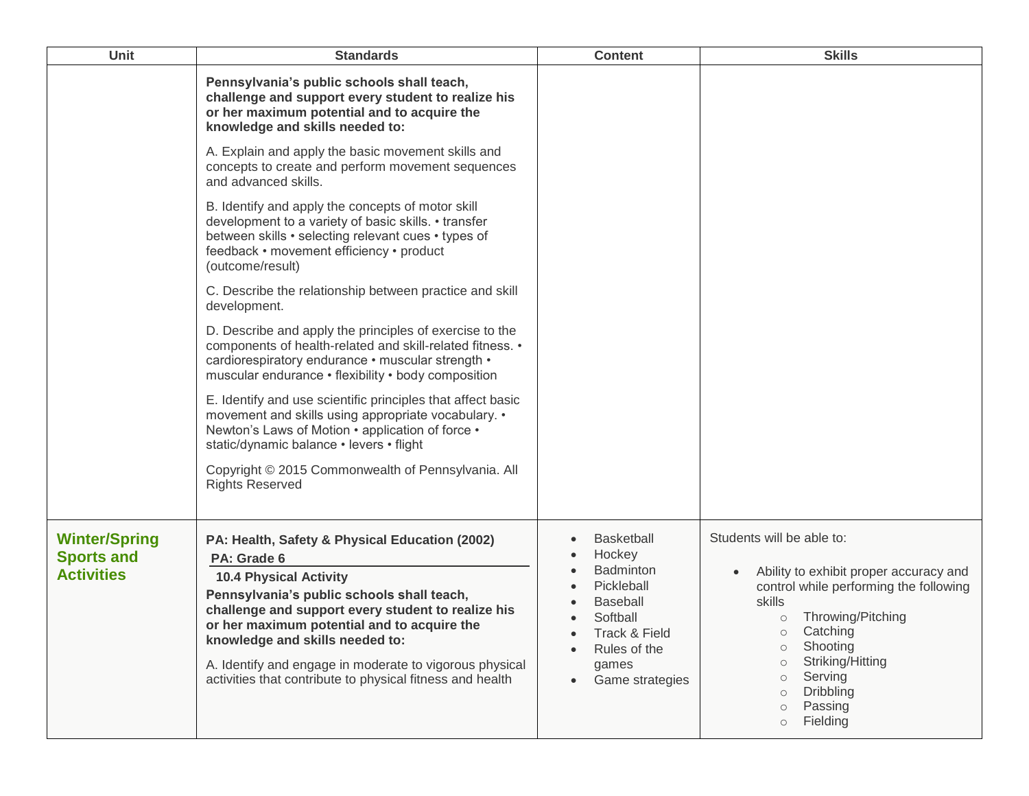| Unit | Standards | Content | Skills |
|---|---|---|---|
| | **Pennsylvania's public schools shall teach, challenge and support every student to realize his or her maximum potential and to acquire the knowledge and skills needed to:**<br><br>A. Explain and apply the basic movement skills and concepts to create and perform movement sequences and advanced skills.<br><br>B. Identify and apply the concepts of motor skill development to a variety of basic skills. • transfer between skills • selecting relevant cues • types of feedback • movement efficiency • product (outcome/result)<br><br>C. Describe the relationship between practice and skill development.<br><br>D. Describe and apply the principles of exercise to the components of health-related and skill-related fitness. • cardiorespiratory endurance • muscular strength • muscular endurance • flexibility • body composition<br><br>E. Identify and use scientific principles that affect basic movement and skills using appropriate vocabulary. • Newton's Laws of Motion • application of force • static/dynamic balance • levers • flight<br><br>Copyright © 2015 Commonwealth of Pennsylvania. All Rights Reserved | | |
| **Winter/Spring Sports and Activities** | **PA: Health, Safety & Physical Education (2002)**<br>**PA: Grade 6**<br>**10.4 Physical Activity**<br>**Pennsylvania's public schools shall teach, challenge and support every student to realize his or her maximum potential and to acquire the knowledge and skills needed to:**<br><br>A. Identify and engage in moderate to vigorous physical activities that contribute to physical fitness and health | • Basketball<br>• Hockey<br>• Badminton<br>• Pickleball<br>• Baseball<br>• Softball<br>• Track & Field<br>• Rules of the games<br>• Game strategies | Students will be able to:<br><br>• Ability to exhibit proper accuracy and control while performing the following skills<br>&nbsp;&nbsp;&nbsp;&nbsp;○ Throwing/Pitching<br>&nbsp;&nbsp;&nbsp;&nbsp;○ Catching<br>&nbsp;&nbsp;&nbsp;&nbsp;○ Shooting<br>&nbsp;&nbsp;&nbsp;&nbsp;○ Striking/Hitting<br>&nbsp;&nbsp;&nbsp;&nbsp;○ Serving<br>&nbsp;&nbsp;&nbsp;&nbsp;○ Dribbling<br>&nbsp;&nbsp;&nbsp;&nbsp;○ Passing<br>&nbsp;&nbsp;&nbsp;&nbsp;○ Fielding |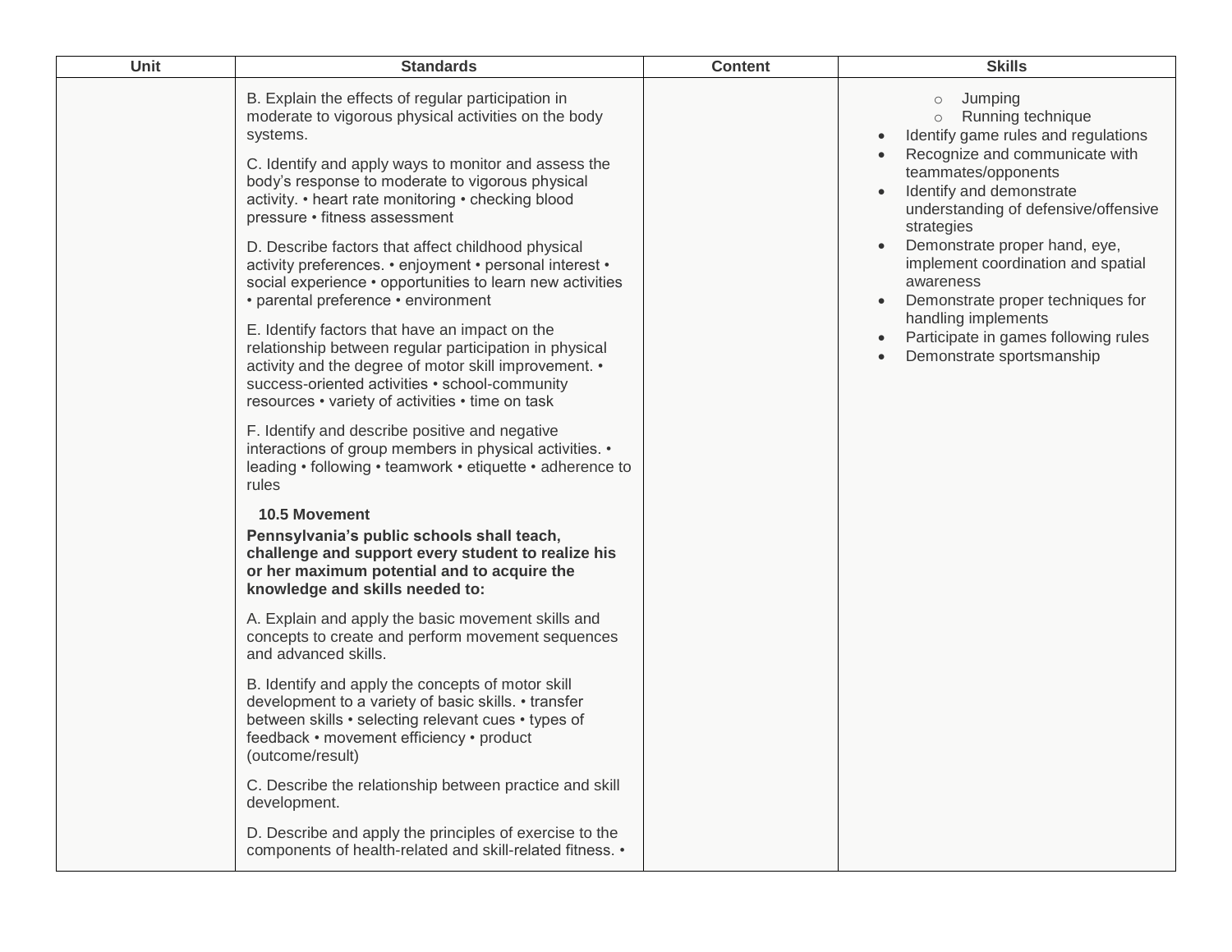| Unit | Standards | Content | Skills |
|---|---|---|---|
| | B. Explain the effects of regular participation in moderate to vigorous physical activities on the body systems.<br><br>C. Identify and apply ways to monitor and assess the body's response to moderate to vigorous physical activity. • heart rate monitoring • checking blood pressure • fitness assessment<br><br>D. Describe factors that affect childhood physical activity preferences. • enjoyment • personal interest • social experience • opportunities to learn new activities • parental preference • environment<br><br>E. Identify factors that have an impact on the relationship between regular participation in physical activity and the degree of motor skill improvement. • success-oriented activities • school-community resources • variety of activities • time on task<br><br>F. Identify and describe positive and negative interactions of group members in physical activities. • leading • following • teamwork • etiquette • adherence to rules<br><br>**10.5 Movement**<br>**Pennsylvania's public schools shall teach, challenge and support every student to realize his or her maximum potential and to acquire the knowledge and skills needed to:**<br><br>A. Explain and apply the basic movement skills and concepts to create and perform movement sequences and advanced skills.<br><br>B. Identify and apply the concepts of motor skill development to a variety of basic skills. • transfer between skills • selecting relevant cues • types of feedback • movement efficiency • product (outcome/result)<br><br>C. Describe the relationship between practice and skill development.<br><br>D. Describe and apply the principles of exercise to the components of health-related and skill-related fitness. • | | ○ Jumping<br>○ Running technique<br>• Identify game rules and regulations<br>• Recognize and communicate with teammates/opponents<br>• Identify and demonstrate understanding of defensive/offensive strategies<br>• Demonstrate proper hand, eye, implement coordination and spatial awareness<br>• Demonstrate proper techniques for handling implements<br>• Participate in games following rules<br>• Demonstrate sportsmanship |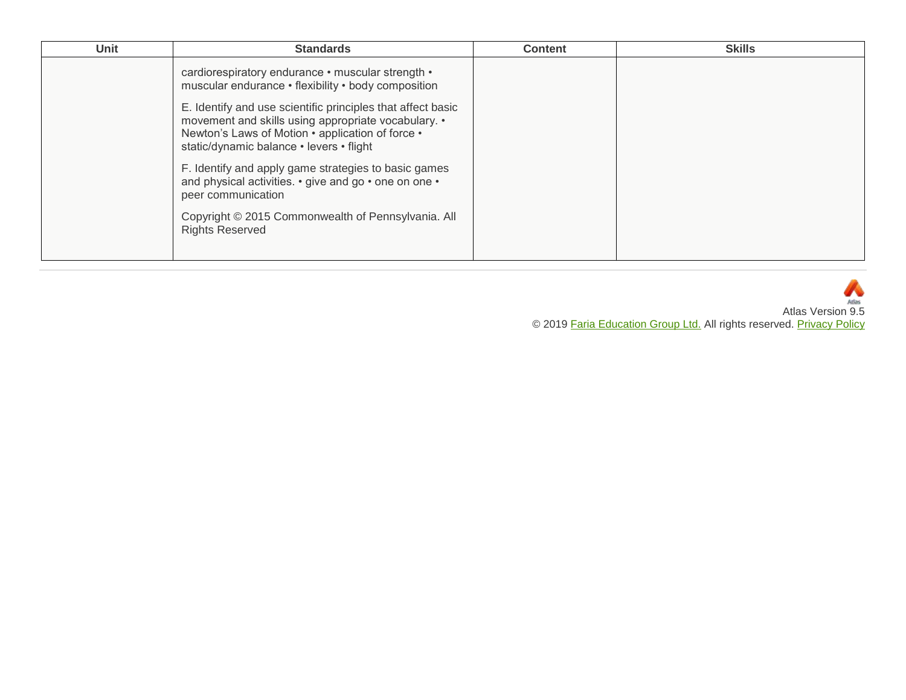| Unit | Standards | Content | Skills |
| --- | --- | --- | --- |
| | cardiorespiratory endurance • muscular strength • muscular endurance • flexibility • body composition<br><br>E. Identify and use scientific principles that affect basic movement and skills using appropriate vocabulary. • Newton's Laws of Motion • application of force • static/dynamic balance • levers • flight<br><br>F. Identify and apply game strategies to basic games and physical activities. • give and go • one on one • peer communication<br><br>Copyright © 2015 Commonwealth of Pennsylvania. All Rights Reserved | | |

Atlas Version 9.5
© 2019 Faria Education Group Ltd. All rights reserved. Privacy Policy